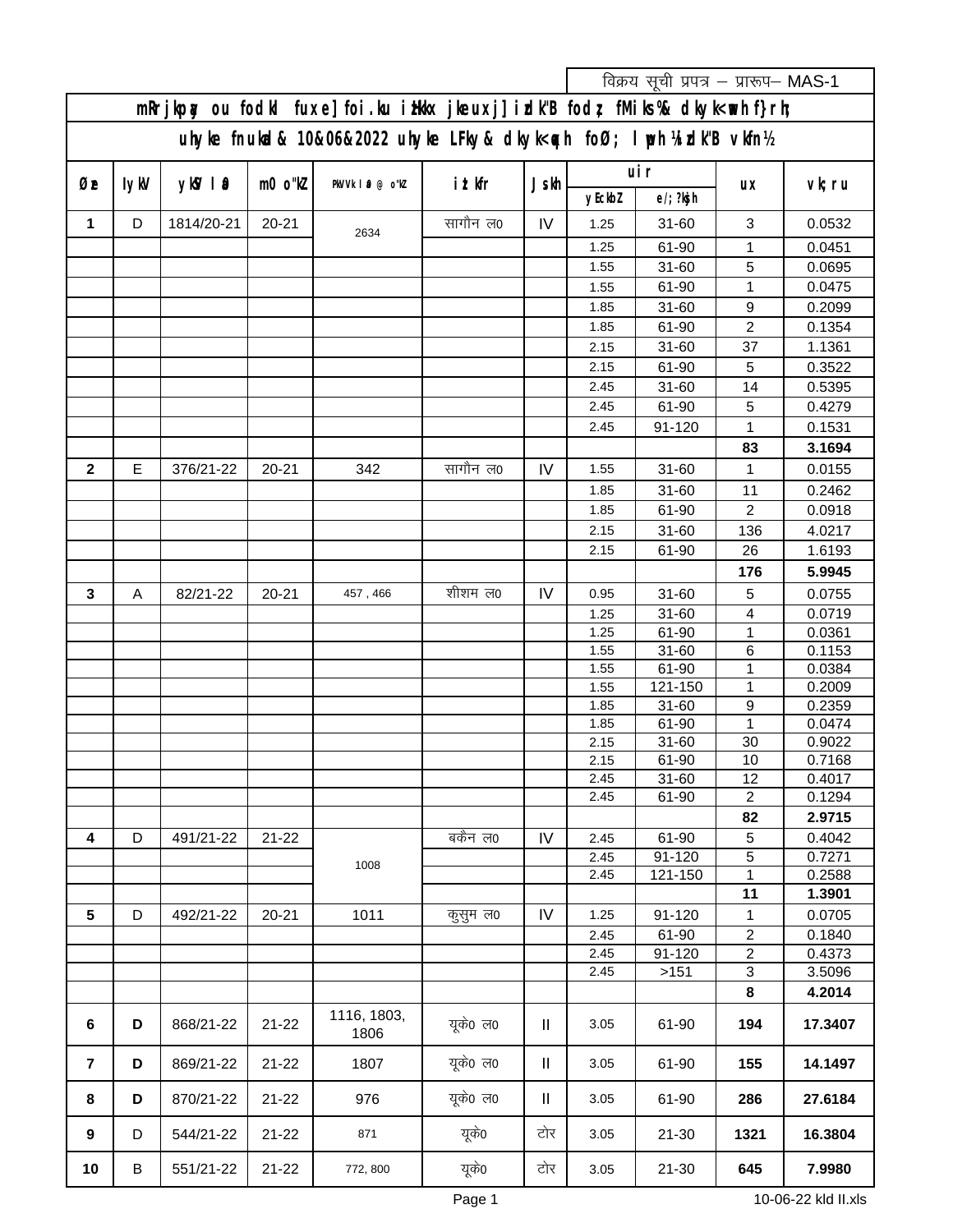विक्रय सूची प्रपत्र – प्रारूप– MAS-1

| mRrjkp.ky ou fodkl fuxe] foi.ku izHkkx jkeuxj] izdk"B fodz; fMiks%& dkyk<waxh f}rh; | | | | | | | | | | |
|---|---|---|---|---|---|---|---|---|---|---|
| uhyke fnukad& 10&06&2022 uhyke LFky& dkyk<waxh foØ; lquh ¼izdk"B vkfn½ | | | | | | | | | | |
| Øe | lykWV | ykWV l0 | m0 o"kZ | PkVVk l0 @ o"kZ | iztkfr | Js.kh | uir | | ux | vk;ru |
| | | | | | | | yEckbZ | e/;?ksjh | | |
| 1 | D | 1814/20-21 | 20-21 | 2634 | सागौन ल0 | IV | 1.25 | 31-60 | 3 | 0.0532 |
| | | | | | | | 1.25 | 61-90 | 1 | 0.0451 |
| | | | | | | | 1.55 | 31-60 | 5 | 0.0695 |
| | | | | | | | 1.55 | 61-90 | 1 | 0.0475 |
| | | | | | | | 1.85 | 31-60 | 9 | 0.2099 |
| | | | | | | | 1.85 | 61-90 | 2 | 0.1354 |
| | | | | | | | 2.15 | 31-60 | 37 | 1.1361 |
| | | | | | | | 2.15 | 61-90 | 5 | 0.3522 |
| | | | | | | | 2.45 | 31-60 | 14 | 0.5395 |
| | | | | | | | 2.45 | 61-90 | 5 | 0.4279 |
| | | | | | | | 2.45 | 91-120 | 1 | 0.1531 |
| | | | | | | | | | **83** | **3.1694** |
| 2 | E | 376/21-22 | 20-21 | 342 | सागौन ल0 | IV | 1.55 | 31-60 | 1 | 0.0155 |
| | | | | | | | 1.85 | 31-60 | 11 | 0.2462 |
| | | | | | | | 1.85 | 61-90 | 2 | 0.0918 |
| | | | | | | | 2.15 | 31-60 | 136 | 4.0217 |
| | | | | | | | 2.15 | 61-90 | 26 | 1.6193 |
| | | | | | | | | | **176** | **5.9945** |
| 3 | A | 82/21-22 | 20-21 | 457 , 466 | शीशम ल0 | IV | 0.95 | 31-60 | 5 | 0.0755 |
| | | | | | | | 1.25 | 31-60 | 4 | 0.0719 |
| | | | | | | | 1.25 | 61-90 | 1 | 0.0361 |
| | | | | | | | 1.55 | 31-60 | 6 | 0.1153 |
| | | | | | | | 1.55 | 61-90 | 1 | 0.0384 |
| | | | | | | | 1.55 | 121-150 | 1 | 0.2009 |
| | | | | | | | 1.85 | 31-60 | 9 | 0.2359 |
| | | | | | | | 1.85 | 61-90 | 1 | 0.0474 |
| | | | | | | | 2.15 | 31-60 | 30 | 0.9022 |
| | | | | | | | 2.15 | 61-90 | 10 | 0.7168 |
| | | | | | | | 2.45 | 31-60 | 12 | 0.4017 |
| | | | | | | | 2.45 | 61-90 | 2 | 0.1294 |
| | | | | | | | | | **82** | **2.9715** |
| 4 | D | 491/21-22 | 21-22 | 1008 | बकैन ल0 | IV | 2.45 | 61-90 | 5 | 0.4042 |
| | | | | | | | 2.45 | 91-120 | 5 | 0.7271 |
| | | | | | | | 2.45 | 121-150 | 1 | 0.2588 |
| | | | | | | | | | **11** | **1.3901** |
| 5 | D | 492/21-22 | 20-21 | 1011 | कुसुम ल0 | IV | 1.25 | 91-120 | 1 | 0.0705 |
| | | | | | | | 2.45 | 61-90 | 2 | 0.1840 |
| | | | | | | | 2.45 | 91-120 | 2 | 0.4373 |
| | | | | | | | 2.45 | >151 | 3 | 3.5096 |
| | | | | | | | | | **8** | **4.2014** |
| 6 | **D** | 868/21-22 | 21-22 | 1116, 1803, 1806 | यूके0 ल0 | II | 3.05 | 61-90 | **194** | **17.3407** |
| 7 | **D** | 869/21-22 | 21-22 | 1807 | यूके0 ल0 | II | 3.05 | 61-90 | **155** | **14.1497** |
| 8 | **D** | 870/21-22 | 21-22 | 976 | यूके0 ल0 | II | 3.05 | 61-90 | **286** | **27.6184** |
| 9 | D | 544/21-22 | 21-22 | 871 | यूके0 | टोर | 3.05 | 21-30 | **1321** | **16.3804** |
| 10 | B | 551/21-22 | 21-22 | 772, 800 | यूके0 | टोर | 3.05 | 21-30 | **645** | **7.9980** |

10-06-22 kld II.xls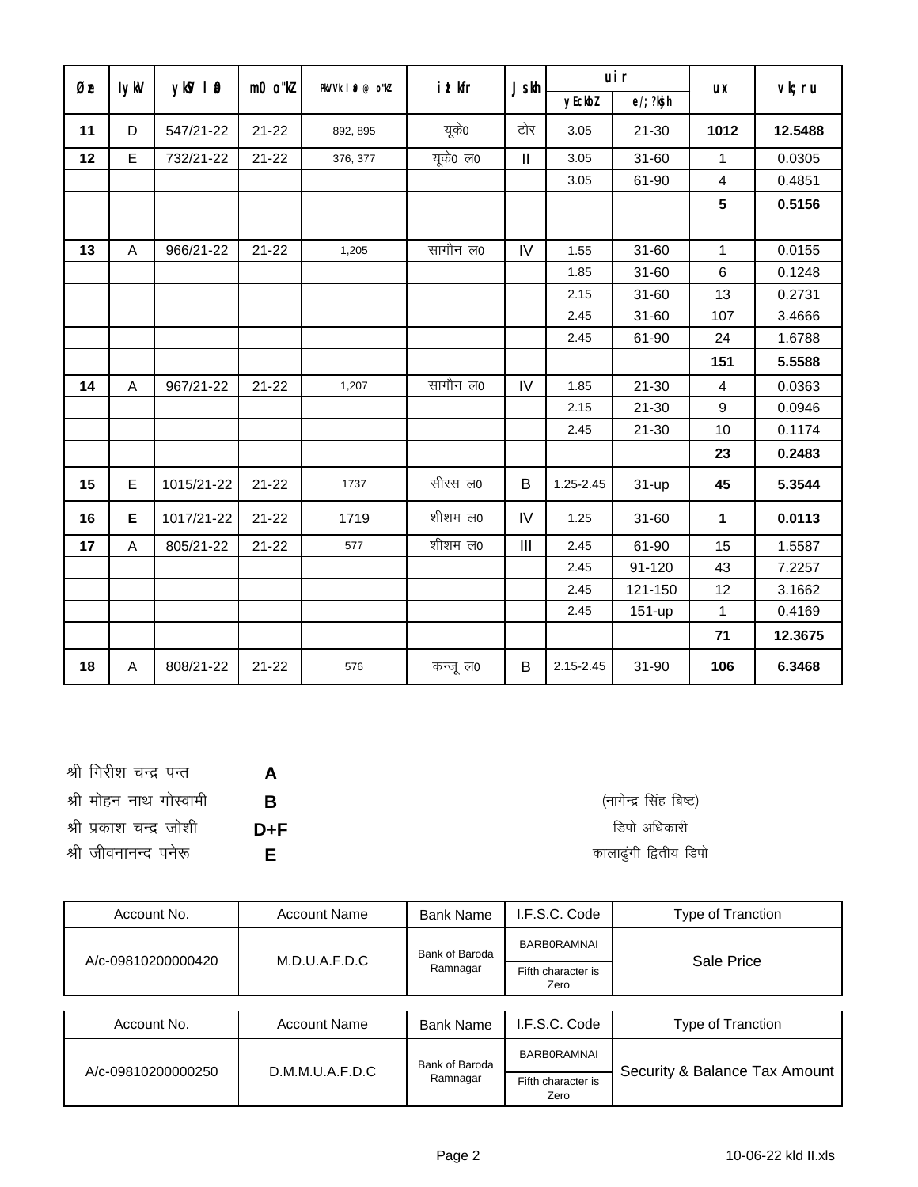| Øe | lykV | ykWV la0 | m0 o"kZ | PkVVk la0 @ o"kZ | iztkfr | Js.kh | uir | | ux | vk;ru |
|---|---|---|---|---|---|---|---|---|---|---|
| | | | | | | | yEckbZ | e/;?ksjh | | |
| 11 | D | 547/21-22 | 21-22 | 892, 895 | यूके0 | टोर | 3.05 | 21-30 | **1012** | **12.5488** |
| 12 | E | 732/21-22 | 21-22 | 376, 377 | यूके0 ल0 | II | 3.05 | 31-60 | 1 | 0.0305 |
| | | | | | | | 3.05 | 61-90 | 4 | 0.4851 |
| | | | | | | | | | **5** | **0.5156** |
| | | | | | | | | | | |
| 13 | A | 966/21-22 | 21-22 | 1,205 | सागौन ल0 | IV | 1.55 | 31-60 | 1 | 0.0155 |
| | | | | | | | 1.85 | 31-60 | 6 | 0.1248 |
| | | | | | | | 2.15 | 31-60 | 13 | 0.2731 |
| | | | | | | | 2.45 | 31-60 | 107 | 3.4666 |
| | | | | | | | 2.45 | 61-90 | 24 | 1.6788 |
| | | | | | | | | | **151** | **5.5588** |
| 14 | A | 967/21-22 | 21-22 | 1,207 | सागौन ल0 | IV | 1.85 | 21-30 | 4 | 0.0363 |
| | | | | | | | 2.15 | 21-30 | 9 | 0.0946 |
| | | | | | | | 2.45 | 21-30 | 10 | 0.1174 |
| | | | | | | | | | **23** | **0.2483** |
| 15 | E | 1015/21-22 | 21-22 | 1737 | सीरस ल0 | B | 1.25-2.45 | 31-up | **45** | **5.3544** |
| 16 | **E** | 1017/21-22 | 21-22 | 1719 | शीशम ल0 | IV | 1.25 | 31-60 | **1** | **0.0113** |
| 17 | A | 805/21-22 | 21-22 | 577 | शीशम ल0 | III | 2.45 | 61-90 | 15 | 1.5587 |
| | | | | | | | 2.45 | 91-120 | 43 | 7.2257 |
| | | | | | | | 2.45 | 121-150 | 12 | 3.1662 |
| | | | | | | | 2.45 | 151-up | 1 | 0.4169 |
| | | | | | | | | | **71** | **12.3675** |
| 18 | A | 808/21-22 | 21-22 | 576 | कन्जू ल0 | B | 2.15-2.45 | 31-90 | **106** | **6.3468** |

श्री गिरीश चन्द्र पन्त **A**
श्री मोहन नाथ गोस्वामी **B**
श्री प्रकाश चन्द्र जोशी **D+F**
श्री जीवनानन्द पनेरू **E**

(नागेन्द्र सिंह बिष्ट)
डिपो अधिकारी
कालाढुंगी द्वितीय डिपो

| Account No. | Account Name | Bank Name | I.F.S.C. Code | Type of Tranction |
|---|---|---|---|---|
| A/c-09810200000420 | M.D.U.A.F.D.C | Bank of Baroda Ramnagar | BARB0RAMNAI<br>Fifth character is Zero | Sale Price |

| Account No. | Account Name | Bank Name | I.F.S.C. Code | Type of Tranction |
|---|---|---|---|---|
| A/c-09810200000250 | D.M.M.U.A.F.D.C | Bank of Baroda Ramnagar | BARB0RAMNAI<br>Fifth character is Zero | Security & Balance Tax Amount |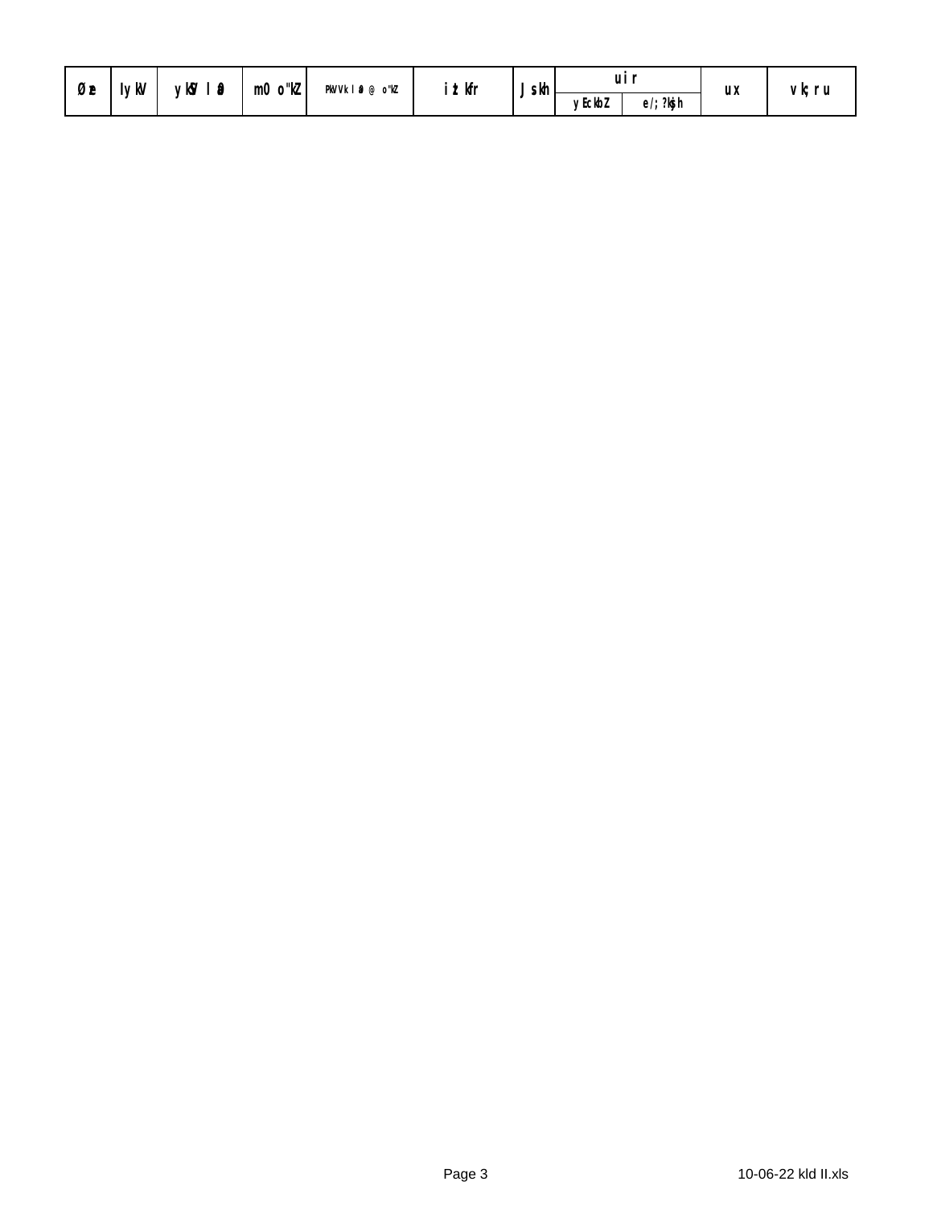| Øe | lykW | ykWl ∞ | m0 o"kZ | PkWVk l ∞ @ o"kZ | iz kfr | Js kh | ui r | | ux | vk; r u |
|---|---|---|---|---|---|---|---|---|---|---|
| | | | | | | | y Eckb Z | e/; ?kjs h | | |